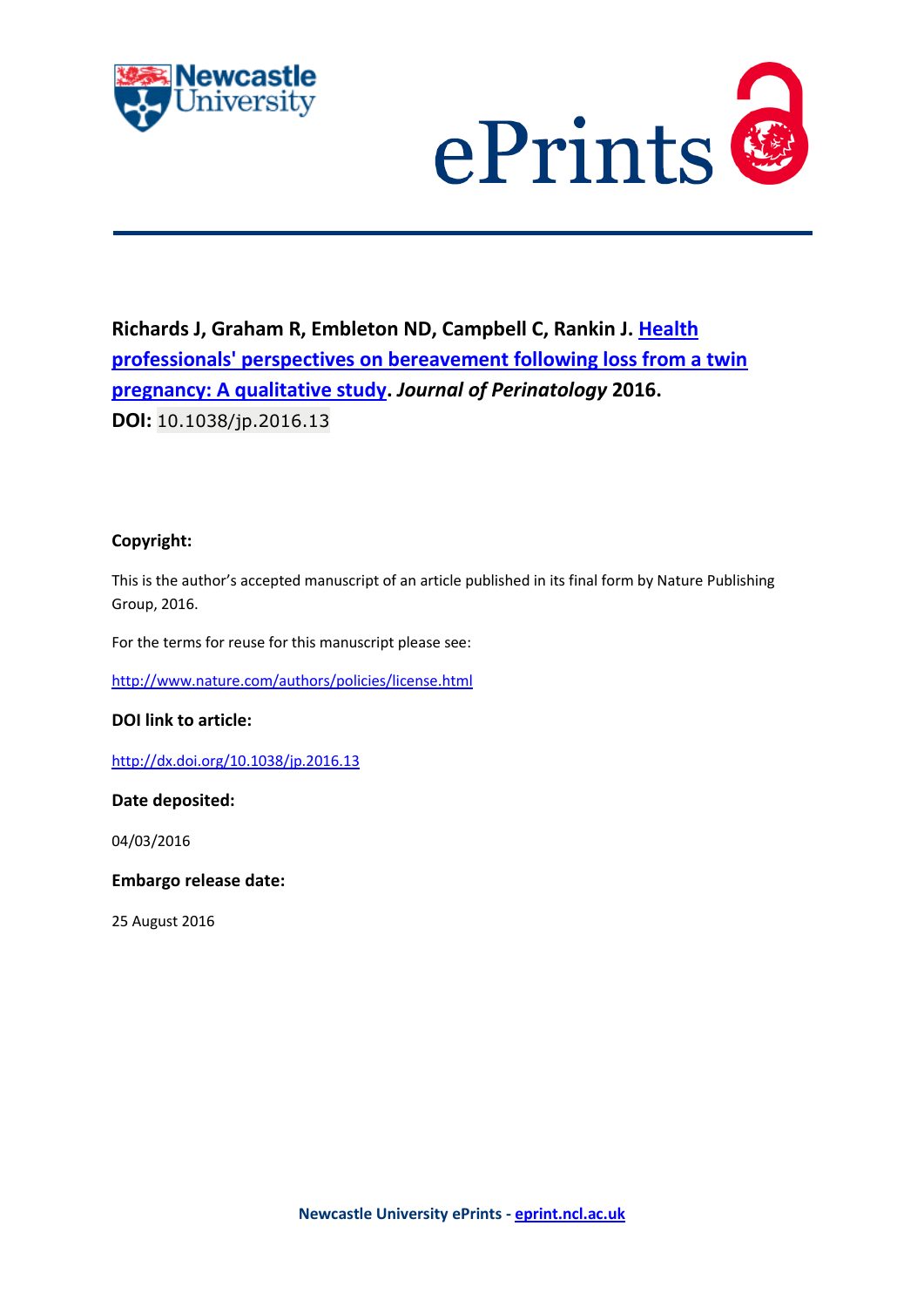**Richards J, Graham R, Embleton ND, Campbell C, Rankin J. Health professionals' perspectives on bereavement following loss from a twin pregnancy: A qualitative study. *Journal of Perinatology* 2016.**

**DOI:** 10.1038/jp.2016.13

**Copyright:**

This is the author's accepted manuscript of an article published in its final form by Nature Publishing Group, 2016.

For the terms for reuse for this manuscript please see:

http://www.nature.com/authors/policies/license.html

**DOI link to article:**

http://dx.doi.org/10.1038/jp.2016.13

**Date deposited:**

04/03/2016

**Embargo release date:**

25 August 2016

**Newcastle University ePrints - eprint.ncl.ac.uk**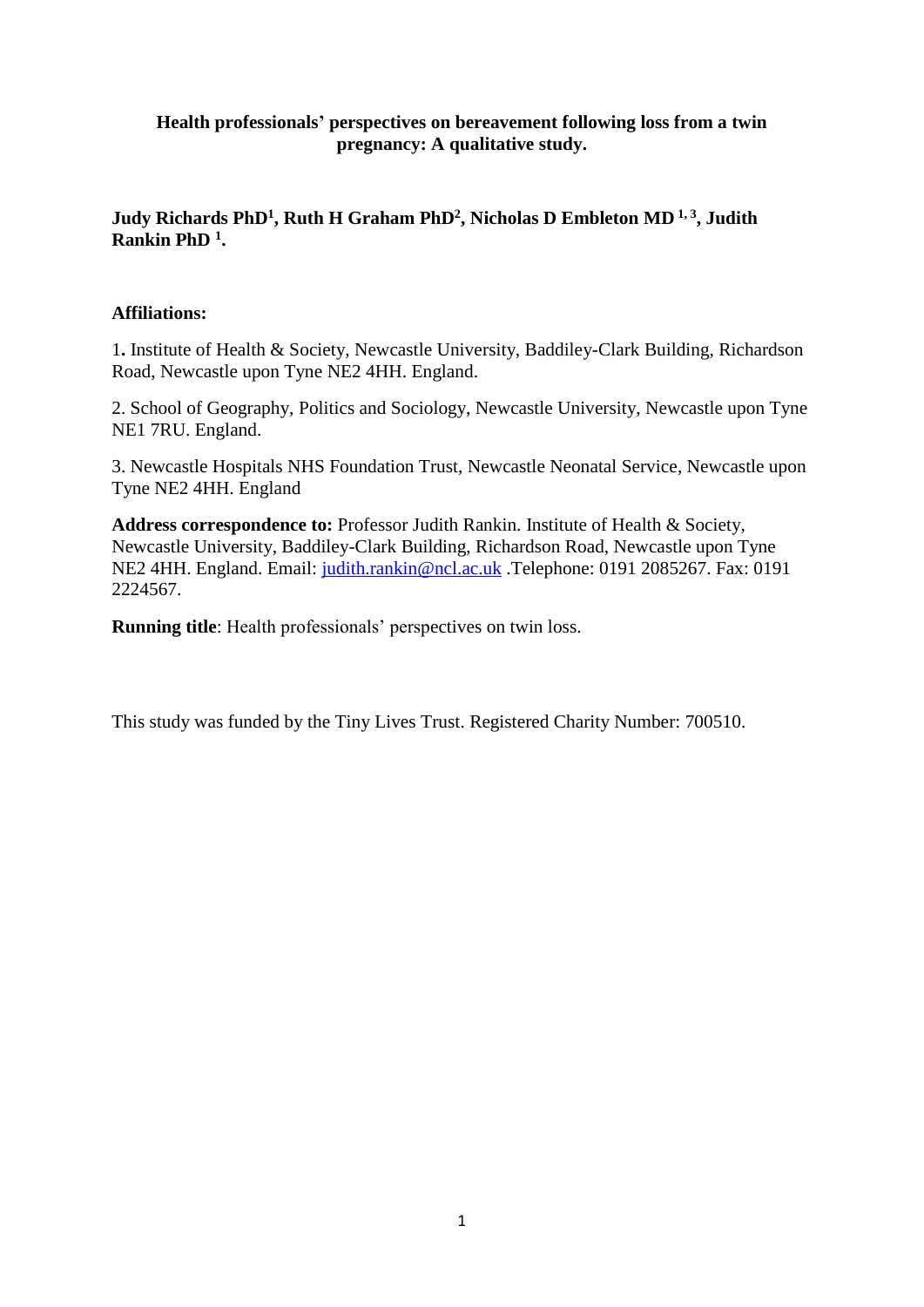**Health professionals' perspectives on bereavement following loss from a twin pregnancy: A qualitative study.**

**Judy Richards PhD[1], Ruth H Graham PhD[2], Nicholas D Embleton MD [1, 3], Judith Rankin PhD [1].**

**Affiliations:**

1. Institute of Health & Society, Newcastle University, Baddiley-Clark Building, Richardson Road, Newcastle upon Tyne NE2 4HH. England.

2. School of Geography, Politics and Sociology, Newcastle University, Newcastle upon Tyne NE1 7RU. England.

3. Newcastle Hospitals NHS Foundation Trust, Newcastle Neonatal Service, Newcastle upon Tyne NE2 4HH. England

**Address correspondence to:** Professor Judith Rankin. Institute of Health & Society, Newcastle University, Baddiley-Clark Building, Richardson Road, Newcastle upon Tyne NE2 4HH. England. Email: judith.rankin@ncl.ac.uk .Telephone: 0191 2085267. Fax: 0191 2224567.

**Running title**: Health professionals' perspectives on twin loss.

This study was funded by the Tiny Lives Trust. Registered Charity Number: 700510.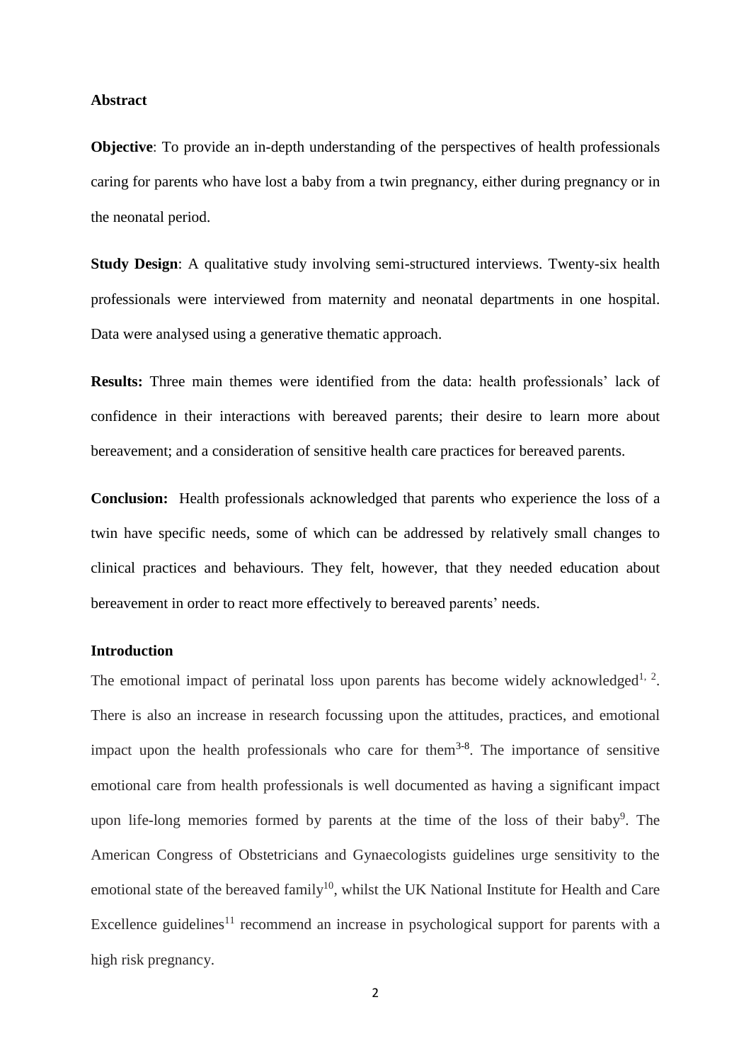## Abstract

**Objective**: To provide an in-depth understanding of the perspectives of health professionals caring for parents who have lost a baby from a twin pregnancy, either during pregnancy or in the neonatal period.

**Study Design**: A qualitative study involving semi-structured interviews. Twenty-six health professionals were interviewed from maternity and neonatal departments in one hospital. Data were analysed using a generative thematic approach.

**Results:** Three main themes were identified from the data: health professionals' lack of confidence in their interactions with bereaved parents; their desire to learn more about bereavement; and a consideration of sensitive health care practices for bereaved parents.

**Conclusion:** Health professionals acknowledged that parents who experience the loss of a twin have specific needs, some of which can be addressed by relatively small changes to clinical practices and behaviours. They felt, however, that they needed education about bereavement in order to react more effectively to bereaved parents' needs.

## Introduction

The emotional impact of perinatal loss upon parents has become widely acknowledged[1, 2]. There is also an increase in research focussing upon the attitudes, practices, and emotional impact upon the health professionals who care for them[3-8]. The importance of sensitive emotional care from health professionals is well documented as having a significant impact upon life-long memories formed by parents at the time of the loss of their baby[9]. The American Congress of Obstetricians and Gynaecologists guidelines urge sensitivity to the emotional state of the bereaved family[10], whilst the UK National Institute for Health and Care Excellence guidelines[11] recommend an increase in psychological support for parents with a high risk pregnancy.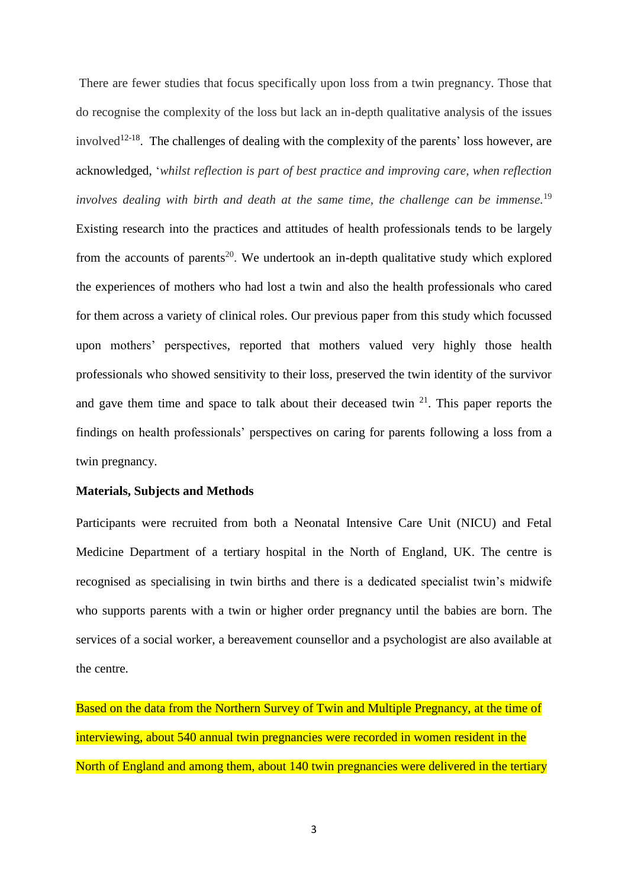There are fewer studies that focus specifically upon loss from a twin pregnancy. Those that do recognise the complexity of the loss but lack an in-depth qualitative analysis of the issues involved[12-18]. The challenges of dealing with the complexity of the parents' loss however, are acknowledged, '*whilst reflection is part of best practice and improving care, when reflection involves dealing with birth and death at the same time, the challenge can be immense.*[19] Existing research into the practices and attitudes of health professionals tends to be largely from the accounts of parents[20]. We undertook an in-depth qualitative study which explored the experiences of mothers who had lost a twin and also the health professionals who cared for them across a variety of clinical roles. Our previous paper from this study which focussed upon mothers' perspectives, reported that mothers valued very highly those health professionals who showed sensitivity to their loss, preserved the twin identity of the survivor and gave them time and space to talk about their deceased twin [21]. This paper reports the findings on health professionals' perspectives on caring for parents following a loss from a twin pregnancy.

**Materials, Subjects and Methods**

Participants were recruited from both a Neonatal Intensive Care Unit (NICU) and Fetal Medicine Department of a tertiary hospital in the North of England, UK. The centre is recognised as specialising in twin births and there is a dedicated specialist twin's midwife who supports parents with a twin or higher order pregnancy until the babies are born. The services of a social worker, a bereavement counsellor and a psychologist are also available at the centre.

Based on the data from the Northern Survey of Twin and Multiple Pregnancy, at the time of interviewing, about 540 annual twin pregnancies were recorded in women resident in the North of England and among them, about 140 twin pregnancies were delivered in the tertiary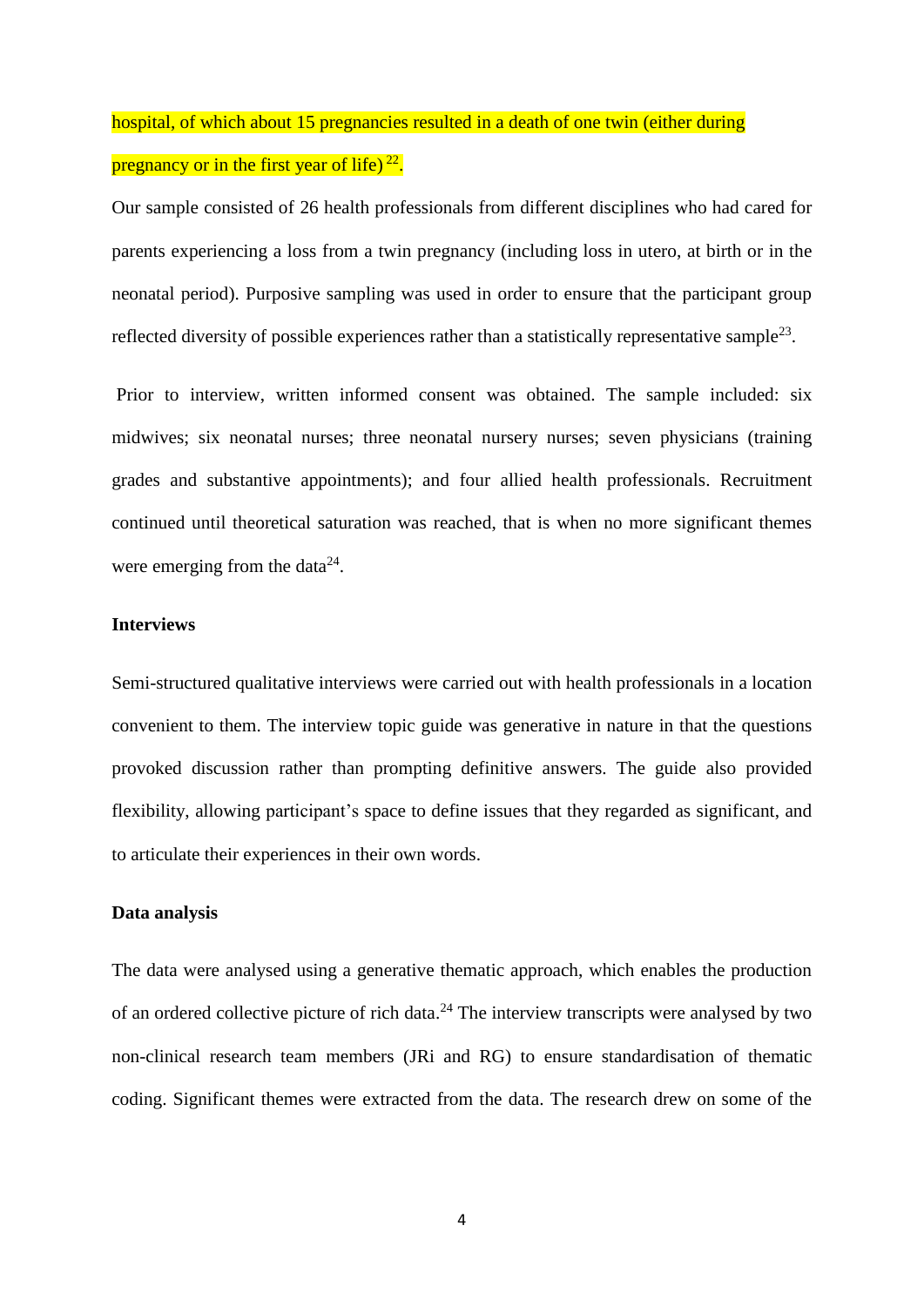hospital, of which about 15 pregnancies resulted in a death of one twin (either during pregnancy or in the first year of life) [22].

Our sample consisted of 26 health professionals from different disciplines who had cared for parents experiencing a loss from a twin pregnancy (including loss in utero, at birth or in the neonatal period). Purposive sampling was used in order to ensure that the participant group reflected diversity of possible experiences rather than a statistically representative sample[23].

Prior to interview, written informed consent was obtained. The sample included: six midwives; six neonatal nurses; three neonatal nursery nurses; seven physicians (training grades and substantive appointments); and four allied health professionals. Recruitment continued until theoretical saturation was reached, that is when no more significant themes were emerging from the data[24].

**Interviews**

Semi-structured qualitative interviews were carried out with health professionals in a location convenient to them. The interview topic guide was generative in nature in that the questions provoked discussion rather than prompting definitive answers. The guide also provided flexibility, allowing participant's space to define issues that they regarded as significant, and to articulate their experiences in their own words.

**Data analysis**

The data were analysed using a generative thematic approach, which enables the production of an ordered collective picture of rich data.[24] The interview transcripts were analysed by two non-clinical research team members (JRi and RG) to ensure standardisation of thematic coding. Significant themes were extracted from the data. The research drew on some of the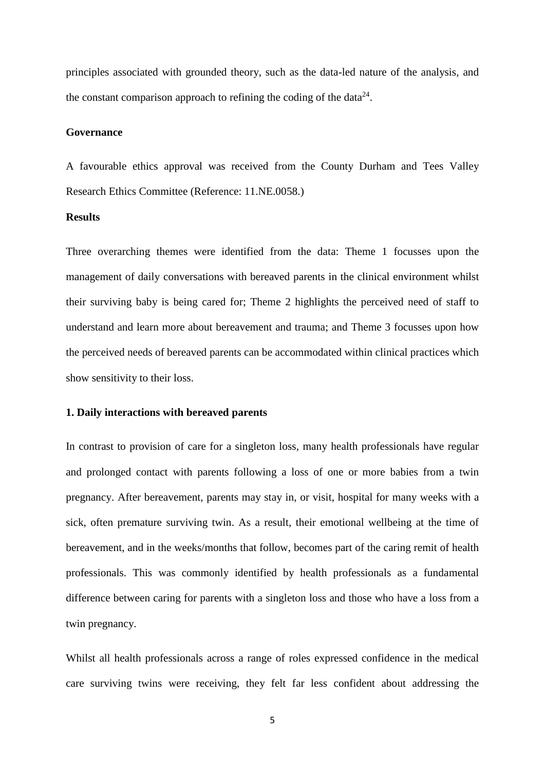principles associated with grounded theory, such as the data-led nature of the analysis, and the constant comparison approach to refining the coding of the data[24].

## Governance

A favourable ethics approval was received from the County Durham and Tees Valley Research Ethics Committee (Reference: 11.NE.0058.)

## Results

Three overarching themes were identified from the data: Theme 1 focusses upon the management of daily conversations with bereaved parents in the clinical environment whilst their surviving baby is being cared for; Theme 2 highlights the perceived need of staff to understand and learn more about bereavement and trauma; and Theme 3 focusses upon how the perceived needs of bereaved parents can be accommodated within clinical practices which show sensitivity to their loss.

### 1. Daily interactions with bereaved parents

In contrast to provision of care for a singleton loss, many health professionals have regular and prolonged contact with parents following a loss of one or more babies from a twin pregnancy. After bereavement, parents may stay in, or visit, hospital for many weeks with a sick, often premature surviving twin. As a result, their emotional wellbeing at the time of bereavement, and in the weeks/months that follow, becomes part of the caring remit of health professionals. This was commonly identified by health professionals as a fundamental difference between caring for parents with a singleton loss and those who have a loss from a twin pregnancy.

Whilst all health professionals across a range of roles expressed confidence in the medical care surviving twins were receiving, they felt far less confident about addressing the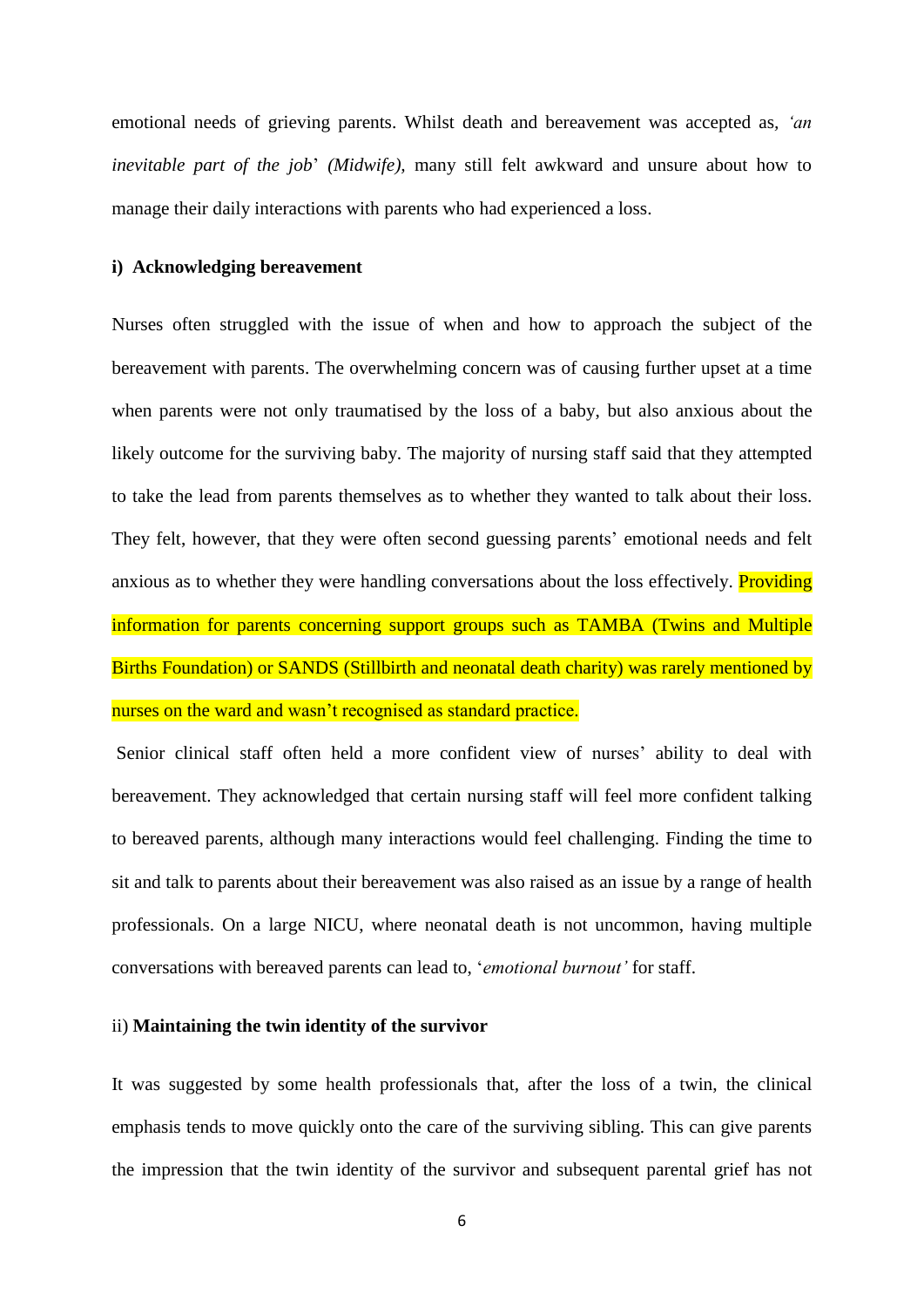emotional needs of grieving parents. Whilst death and bereavement was accepted as, *'an inevitable part of the job' (Midwife)*, many still felt awkward and unsure about how to manage their daily interactions with parents who had experienced a loss.

### i) Acknowledging bereavement

Nurses often struggled with the issue of when and how to approach the subject of the bereavement with parents. The overwhelming concern was of causing further upset at a time when parents were not only traumatised by the loss of a baby, but also anxious about the likely outcome for the surviving baby. The majority of nursing staff said that they attempted to take the lead from parents themselves as to whether they wanted to talk about their loss. They felt, however, that they were often second guessing parents' emotional needs and felt anxious as to whether they were handling conversations about the loss effectively. Providing information for parents concerning support groups such as TAMBA (Twins and Multiple Births Foundation) or SANDS (Stillbirth and neonatal death charity) was rarely mentioned by nurses on the ward and wasn't recognised as standard practice.

Senior clinical staff often held a more confident view of nurses' ability to deal with bereavement. They acknowledged that certain nursing staff will feel more confident talking to bereaved parents, although many interactions would feel challenging. Finding the time to sit and talk to parents about their bereavement was also raised as an issue by a range of health professionals. On a large NICU, where neonatal death is not uncommon, having multiple conversations with bereaved parents can lead to, '*emotional burnout'* for staff.

### ii) Maintaining the twin identity of the survivor

It was suggested by some health professionals that, after the loss of a twin, the clinical emphasis tends to move quickly onto the care of the surviving sibling. This can give parents the impression that the twin identity of the survivor and subsequent parental grief has not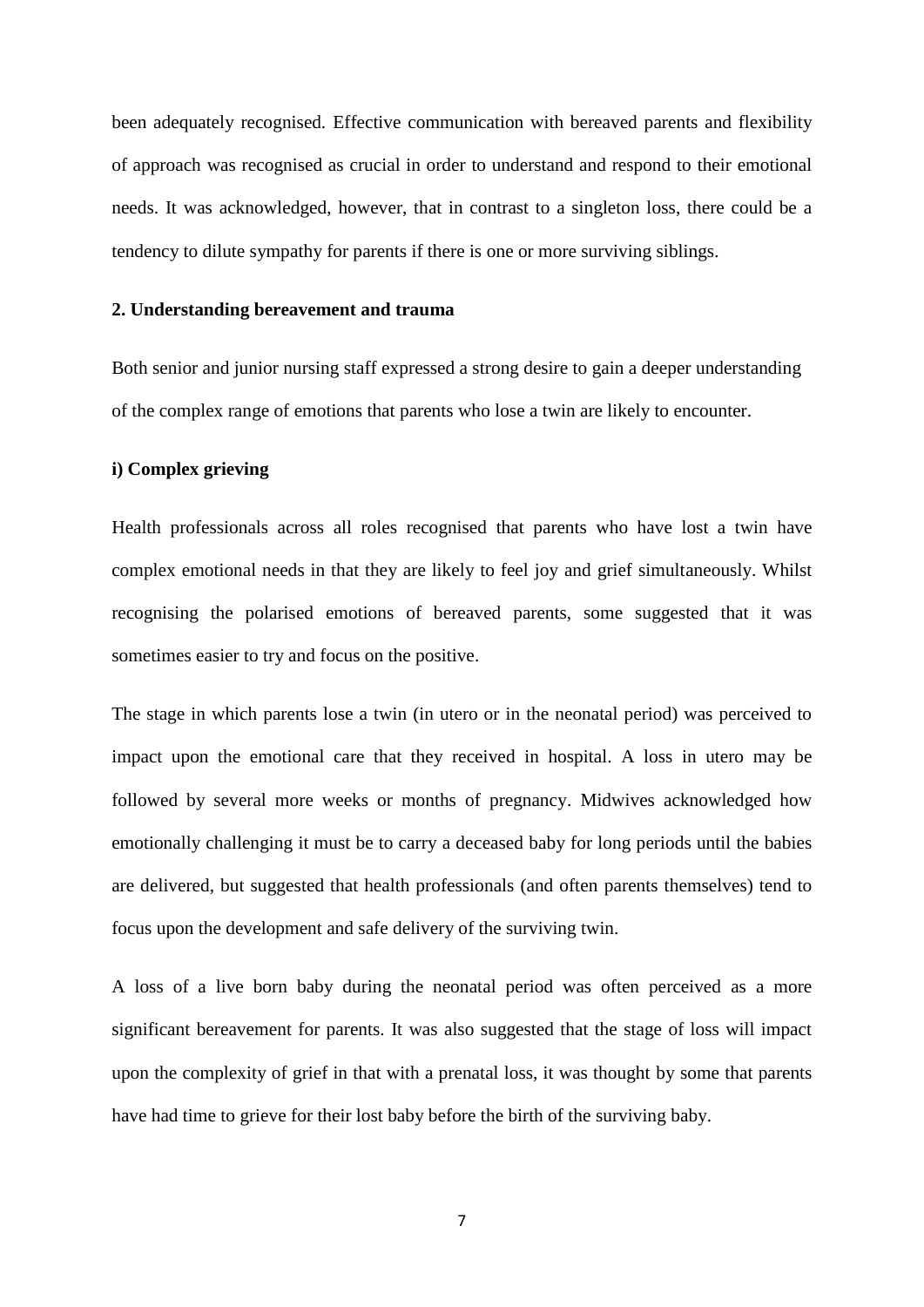been adequately recognised. Effective communication with bereaved parents and flexibility of approach was recognised as crucial in order to understand and respond to their emotional needs. It was acknowledged, however, that in contrast to a singleton loss, there could be a tendency to dilute sympathy for parents if there is one or more surviving siblings.

**2. Understanding bereavement and trauma**

Both senior and junior nursing staff expressed a strong desire to gain a deeper understanding of the complex range of emotions that parents who lose a twin are likely to encounter.

**i) Complex grieving**

Health professionals across all roles recognised that parents who have lost a twin have complex emotional needs in that they are likely to feel joy and grief simultaneously. Whilst recognising the polarised emotions of bereaved parents, some suggested that it was sometimes easier to try and focus on the positive.

The stage in which parents lose a twin (in utero or in the neonatal period) was perceived to impact upon the emotional care that they received in hospital. A loss in utero may be followed by several more weeks or months of pregnancy. Midwives acknowledged how emotionally challenging it must be to carry a deceased baby for long periods until the babies are delivered, but suggested that health professionals (and often parents themselves) tend to focus upon the development and safe delivery of the surviving twin.

A loss of a live born baby during the neonatal period was often perceived as a more significant bereavement for parents. It was also suggested that the stage of loss will impact upon the complexity of grief in that with a prenatal loss, it was thought by some that parents have had time to grieve for their lost baby before the birth of the surviving baby.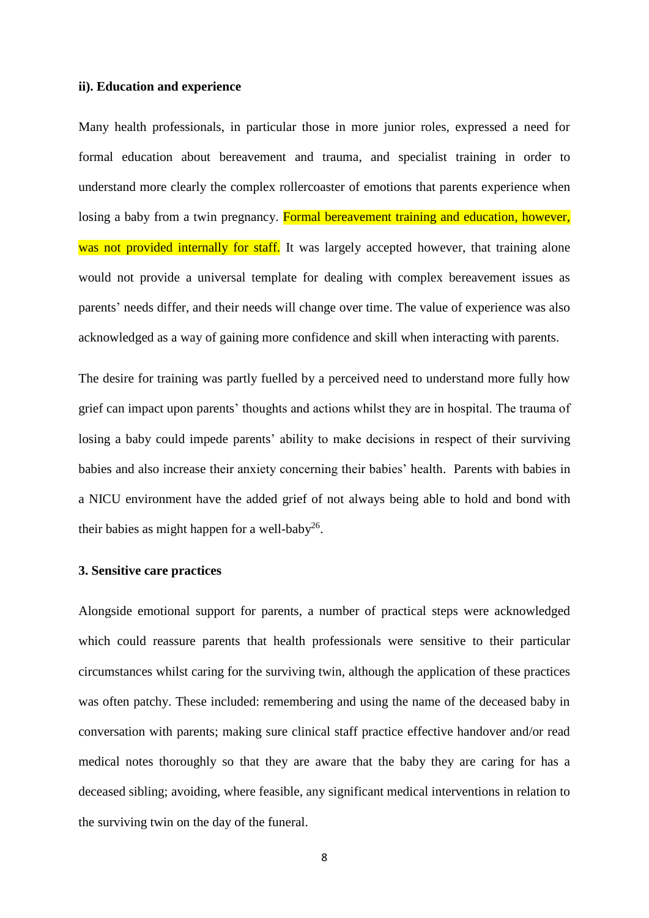### ii). Education and experience

Many health professionals, in particular those in more junior roles, expressed a need for formal education about bereavement and trauma, and specialist training in order to understand more clearly the complex rollercoaster of emotions that parents experience when losing a baby from a twin pregnancy. Formal bereavement training and education, however, was not provided internally for staff. It was largely accepted however, that training alone would not provide a universal template for dealing with complex bereavement issues as parents' needs differ, and their needs will change over time. The value of experience was also acknowledged as a way of gaining more confidence and skill when interacting with parents.

The desire for training was partly fuelled by a perceived need to understand more fully how grief can impact upon parents' thoughts and actions whilst they are in hospital. The trauma of losing a baby could impede parents' ability to make decisions in respect of their surviving babies and also increase their anxiety concerning their babies' health. Parents with babies in a NICU environment have the added grief of not always being able to hold and bond with their babies as might happen for a well-baby[26].

### 3. Sensitive care practices

Alongside emotional support for parents, a number of practical steps were acknowledged which could reassure parents that health professionals were sensitive to their particular circumstances whilst caring for the surviving twin, although the application of these practices was often patchy. These included: remembering and using the name of the deceased baby in conversation with parents; making sure clinical staff practice effective handover and/or read medical notes thoroughly so that they are aware that the baby they are caring for has a deceased sibling; avoiding, where feasible, any significant medical interventions in relation to the surviving twin on the day of the funeral.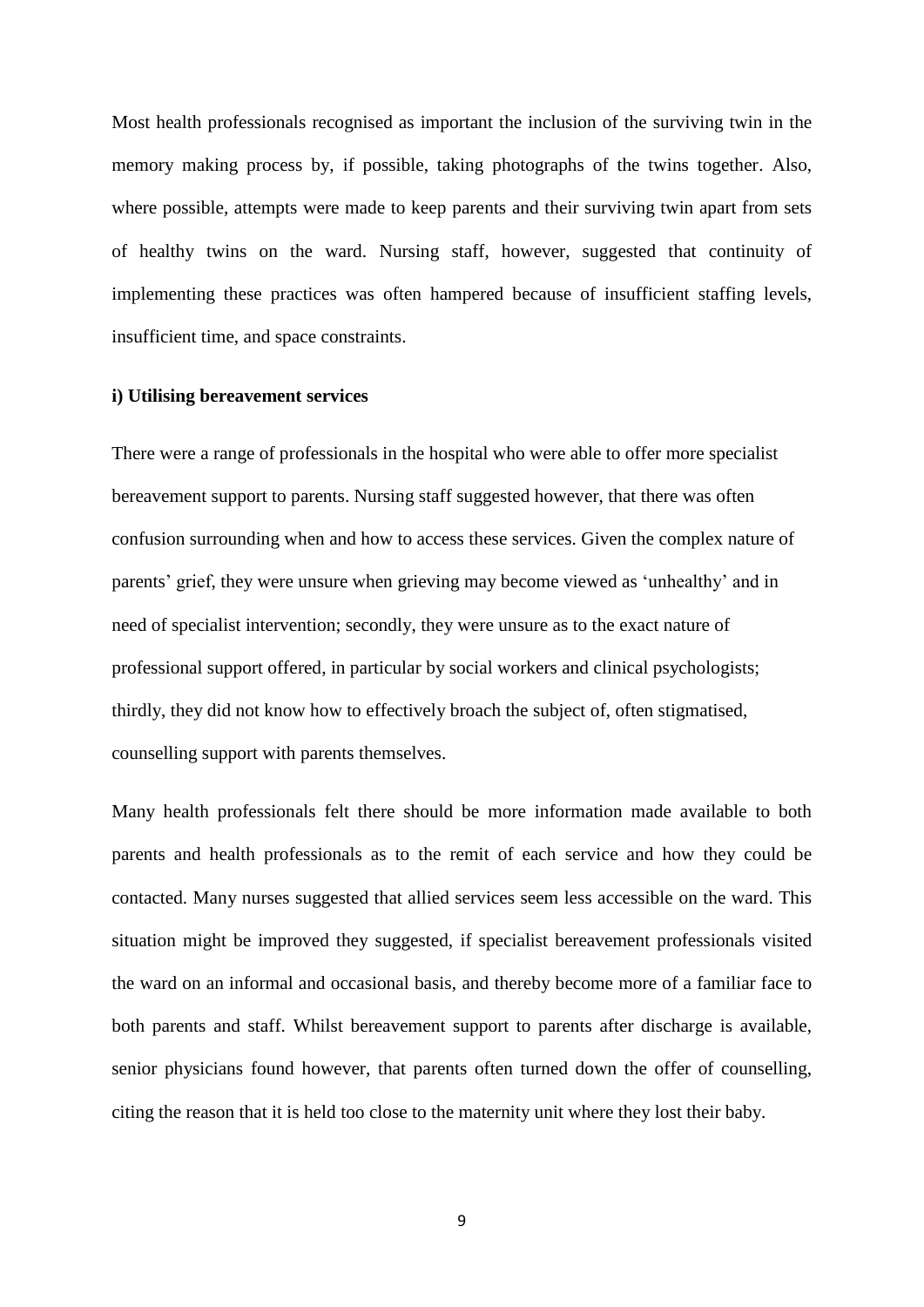Most health professionals recognised as important the inclusion of the surviving twin in the memory making process by, if possible, taking photographs of the twins together. Also, where possible, attempts were made to keep parents and their surviving twin apart from sets of healthy twins on the ward. Nursing staff, however, suggested that continuity of implementing these practices was often hampered because of insufficient staffing levels, insufficient time, and space constraints.

**i) Utilising bereavement services**

There were a range of professionals in the hospital who were able to offer more specialist bereavement support to parents. Nursing staff suggested however, that there was often confusion surrounding when and how to access these services. Given the complex nature of parents' grief, they were unsure when grieving may become viewed as 'unhealthy' and in need of specialist intervention; secondly, they were unsure as to the exact nature of professional support offered, in particular by social workers and clinical psychologists; thirdly, they did not know how to effectively broach the subject of, often stigmatised, counselling support with parents themselves.

Many health professionals felt there should be more information made available to both parents and health professionals as to the remit of each service and how they could be contacted. Many nurses suggested that allied services seem less accessible on the ward. This situation might be improved they suggested, if specialist bereavement professionals visited the ward on an informal and occasional basis, and thereby become more of a familiar face to both parents and staff. Whilst bereavement support to parents after discharge is available, senior physicians found however, that parents often turned down the offer of counselling, citing the reason that it is held too close to the maternity unit where they lost their baby.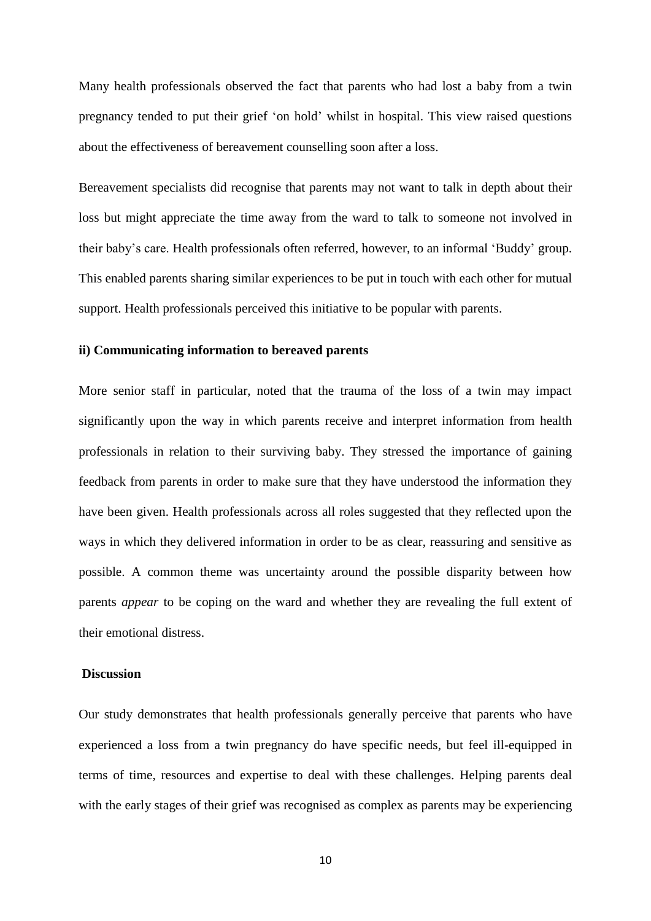Many health professionals observed the fact that parents who had lost a baby from a twin pregnancy tended to put their grief 'on hold' whilst in hospital. This view raised questions about the effectiveness of bereavement counselling soon after a loss.

Bereavement specialists did recognise that parents may not want to talk in depth about their loss but might appreciate the time away from the ward to talk to someone not involved in their baby's care. Health professionals often referred, however, to an informal 'Buddy' group. This enabled parents sharing similar experiences to be put in touch with each other for mutual support. Health professionals perceived this initiative to be popular with parents.

### ii) Communicating information to bereaved parents

More senior staff in particular, noted that the trauma of the loss of a twin may impact significantly upon the way in which parents receive and interpret information from health professionals in relation to their surviving baby. They stressed the importance of gaining feedback from parents in order to make sure that they have understood the information they have been given. Health professionals across all roles suggested that they reflected upon the ways in which they delivered information in order to be as clear, reassuring and sensitive as possible. A common theme was uncertainty around the possible disparity between how parents *appear* to be coping on the ward and whether they are revealing the full extent of their emotional distress.

## Discussion

Our study demonstrates that health professionals generally perceive that parents who have experienced a loss from a twin pregnancy do have specific needs, but feel ill-equipped in terms of time, resources and expertise to deal with these challenges. Helping parents deal with the early stages of their grief was recognised as complex as parents may be experiencing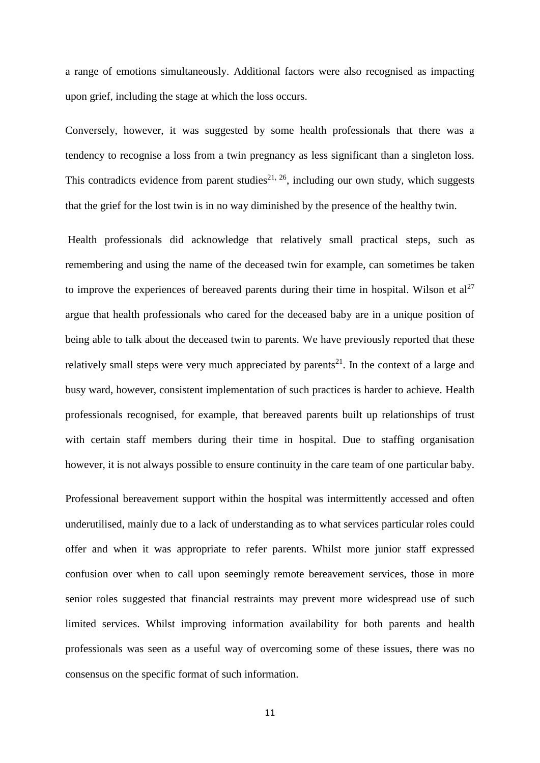a range of emotions simultaneously. Additional factors were also recognised as impacting upon grief, including the stage at which the loss occurs.

Conversely, however, it was suggested by some health professionals that there was a tendency to recognise a loss from a twin pregnancy as less significant than a singleton loss. This contradicts evidence from parent studies[21, 26], including our own study, which suggests that the grief for the lost twin is in no way diminished by the presence of the healthy twin.

Health professionals did acknowledge that relatively small practical steps, such as remembering and using the name of the deceased twin for example, can sometimes be taken to improve the experiences of bereaved parents during their time in hospital. Wilson et al[27] argue that health professionals who cared for the deceased baby are in a unique position of being able to talk about the deceased twin to parents. We have previously reported that these relatively small steps were very much appreciated by parents[21]. In the context of a large and busy ward, however, consistent implementation of such practices is harder to achieve. Health professionals recognised, for example, that bereaved parents built up relationships of trust with certain staff members during their time in hospital. Due to staffing organisation however, it is not always possible to ensure continuity in the care team of one particular baby.

Professional bereavement support within the hospital was intermittently accessed and often underutilised, mainly due to a lack of understanding as to what services particular roles could offer and when it was appropriate to refer parents. Whilst more junior staff expressed confusion over when to call upon seemingly remote bereavement services, those in more senior roles suggested that financial restraints may prevent more widespread use of such limited services. Whilst improving information availability for both parents and health professionals was seen as a useful way of overcoming some of these issues, there was no consensus on the specific format of such information.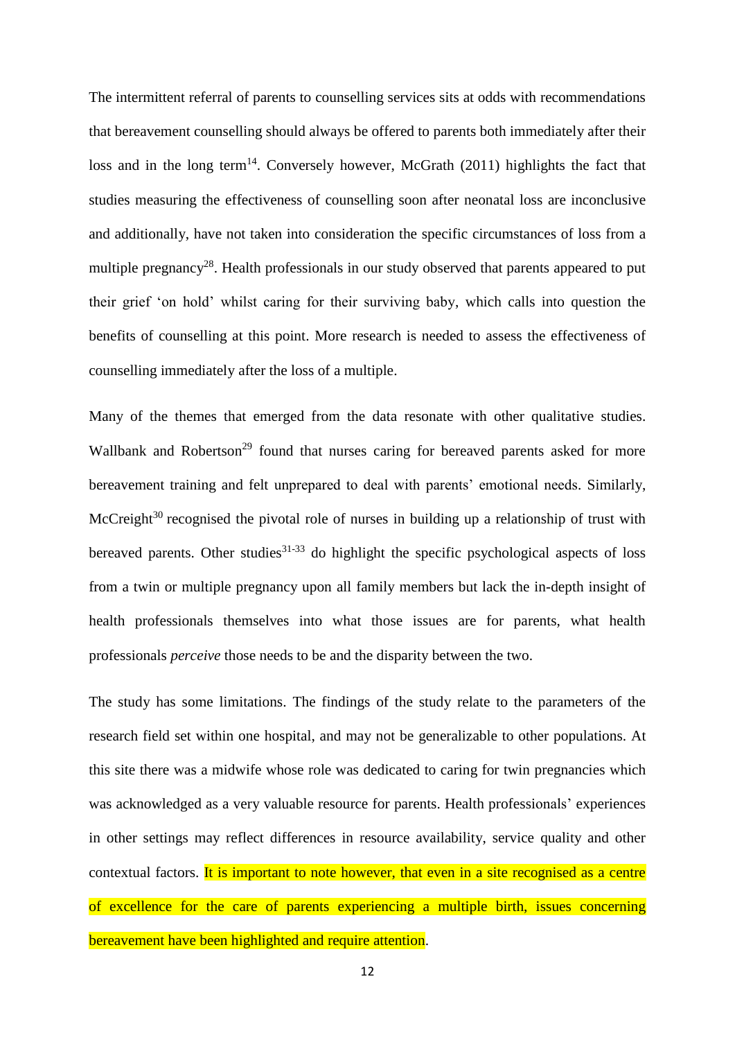The intermittent referral of parents to counselling services sits at odds with recommendations that bereavement counselling should always be offered to parents both immediately after their loss and in the long term[14]. Conversely however, McGrath (2011) highlights the fact that studies measuring the effectiveness of counselling soon after neonatal loss are inconclusive and additionally, have not taken into consideration the specific circumstances of loss from a multiple pregnancy[28]. Health professionals in our study observed that parents appeared to put their grief 'on hold' whilst caring for their surviving baby, which calls into question the benefits of counselling at this point. More research is needed to assess the effectiveness of counselling immediately after the loss of a multiple.

Many of the themes that emerged from the data resonate with other qualitative studies. Wallbank and Robertson[29] found that nurses caring for bereaved parents asked for more bereavement training and felt unprepared to deal with parents' emotional needs. Similarly, McCreight[30] recognised the pivotal role of nurses in building up a relationship of trust with bereaved parents. Other studies[31-33] do highlight the specific psychological aspects of loss from a twin or multiple pregnancy upon all family members but lack the in-depth insight of health professionals themselves into what those issues are for parents, what health professionals *perceive* those needs to be and the disparity between the two.

The study has some limitations. The findings of the study relate to the parameters of the research field set within one hospital, and may not be generalizable to other populations. At this site there was a midwife whose role was dedicated to caring for twin pregnancies which was acknowledged as a very valuable resource for parents. Health professionals' experiences in other settings may reflect differences in resource availability, service quality and other contextual factors. It is important to note however, that even in a site recognised as a centre of excellence for the care of parents experiencing a multiple birth, issues concerning bereavement have been highlighted and require attention.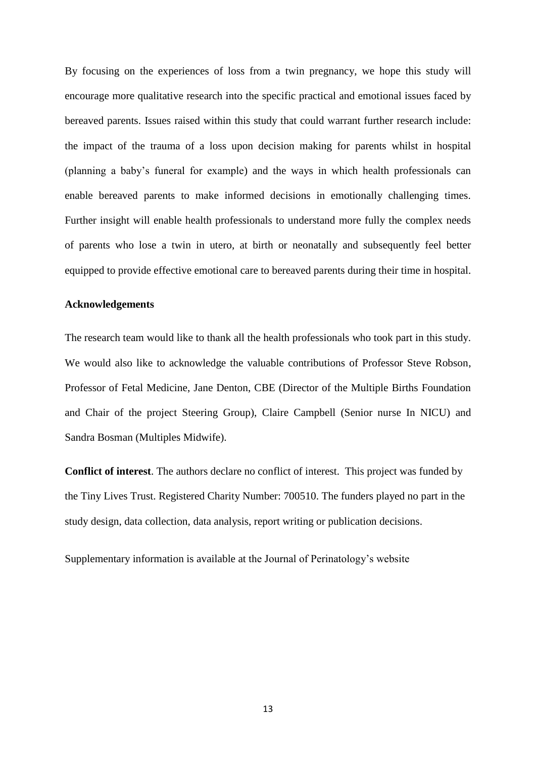By focusing on the experiences of loss from a twin pregnancy, we hope this study will encourage more qualitative research into the specific practical and emotional issues faced by bereaved parents. Issues raised within this study that could warrant further research include: the impact of the trauma of a loss upon decision making for parents whilst in hospital (planning a baby's funeral for example) and the ways in which health professionals can enable bereaved parents to make informed decisions in emotionally challenging times. Further insight will enable health professionals to understand more fully the complex needs of parents who lose a twin in utero, at birth or neonatally and subsequently feel better equipped to provide effective emotional care to bereaved parents during their time in hospital.

## Acknowledgements

The research team would like to thank all the health professionals who took part in this study. We would also like to acknowledge the valuable contributions of Professor Steve Robson, Professor of Fetal Medicine, Jane Denton, CBE (Director of the Multiple Births Foundation and Chair of the project Steering Group), Claire Campbell (Senior nurse In NICU) and Sandra Bosman (Multiples Midwife).

**Conflict of interest**. The authors declare no conflict of interest. This project was funded by the Tiny Lives Trust. Registered Charity Number: 700510. The funders played no part in the study design, data collection, data analysis, report writing or publication decisions.

Supplementary information is available at the Journal of Perinatology's website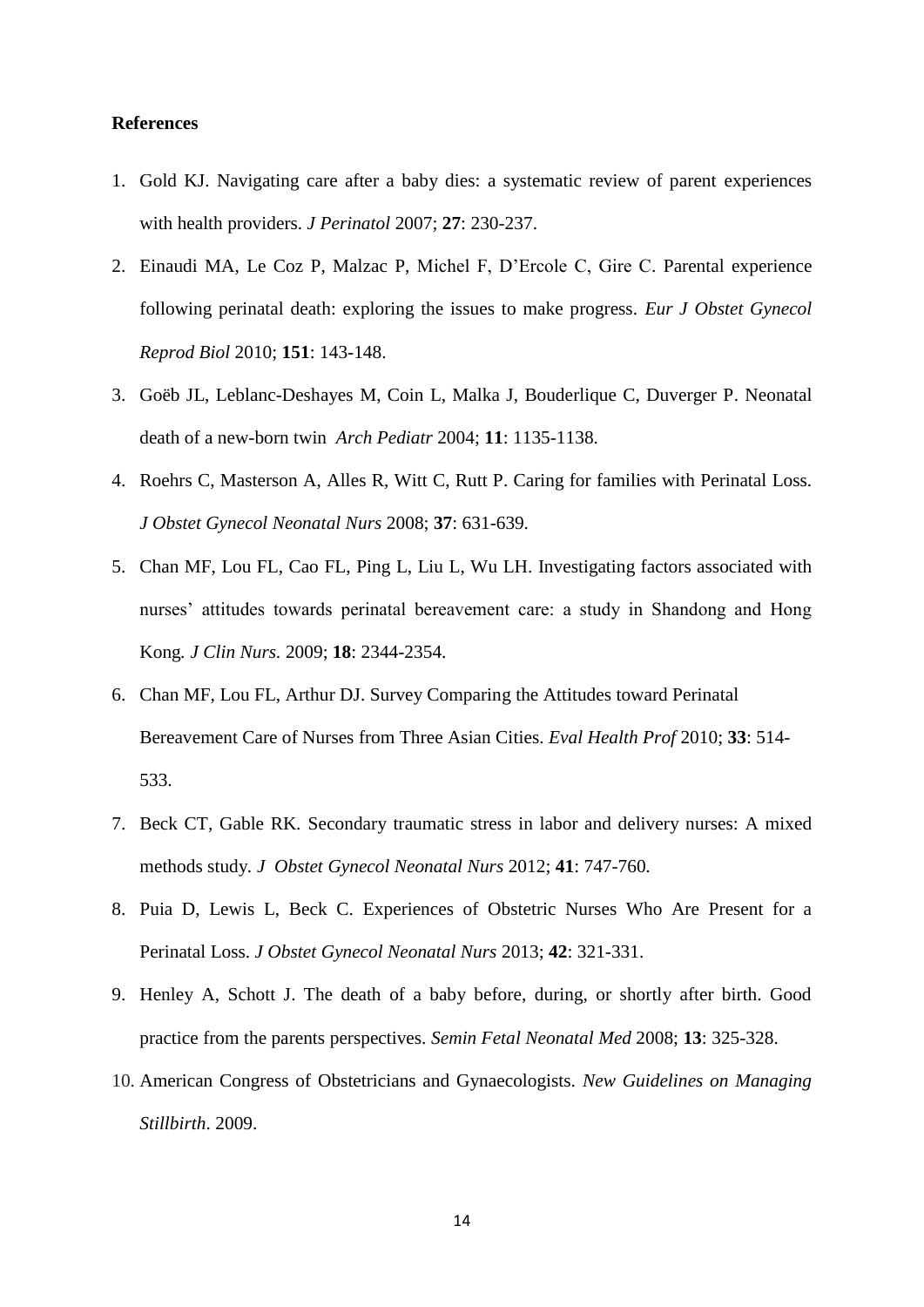**References**

1. Gold KJ. Navigating care after a baby dies: a systematic review of parent experiences with health providers. *J Perinatol* 2007; **27**: 230-237.
2. Einaudi MA, Le Coz P, Malzac P, Michel F, D'Ercole C, Gire C. Parental experience following perinatal death: exploring the issues to make progress. *Eur J Obstet Gynecol Reprod Biol* 2010; **151**: 143-148.
3. Goëb JL, Leblanc-Deshayes M, Coin L, Malka J, Bouderlique C, Duverger P. Neonatal death of a new-born twin *Arch Pediatr* 2004; **11**: 1135-1138.
4. Roehrs C, Masterson A, Alles R, Witt C, Rutt P. Caring for families with Perinatal Loss. *J Obstet Gynecol Neonatal Nurs* 2008; **37**: 631-639.
5. Chan MF, Lou FL, Cao FL, Ping L, Liu L, Wu LH. Investigating factors associated with nurses' attitudes towards perinatal bereavement care: a study in Shandong and Hong Kong. *J Clin Nurs.* 2009; **18**: 2344-2354.
6. Chan MF, Lou FL, Arthur DJ. Survey Comparing the Attitudes toward Perinatal Bereavement Care of Nurses from Three Asian Cities. *Eval Health Prof* 2010; **33**: 514-533.
7. Beck CT, Gable RK. Secondary traumatic stress in labor and delivery nurses: A mixed methods study. *J Obstet Gynecol Neonatal Nurs* 2012; **41**: 747-760.
8. Puia D, Lewis L, Beck C. Experiences of Obstetric Nurses Who Are Present for a Perinatal Loss. *J Obstet Gynecol Neonatal Nurs* 2013; **42**: 321-331.
9. Henley A, Schott J. The death of a baby before, during, or shortly after birth. Good practice from the parents perspectives. *Semin Fetal Neonatal Med* 2008; **13**: 325-328.
10. American Congress of Obstetricians and Gynaecologists. *New Guidelines on Managing Stillbirth*. 2009.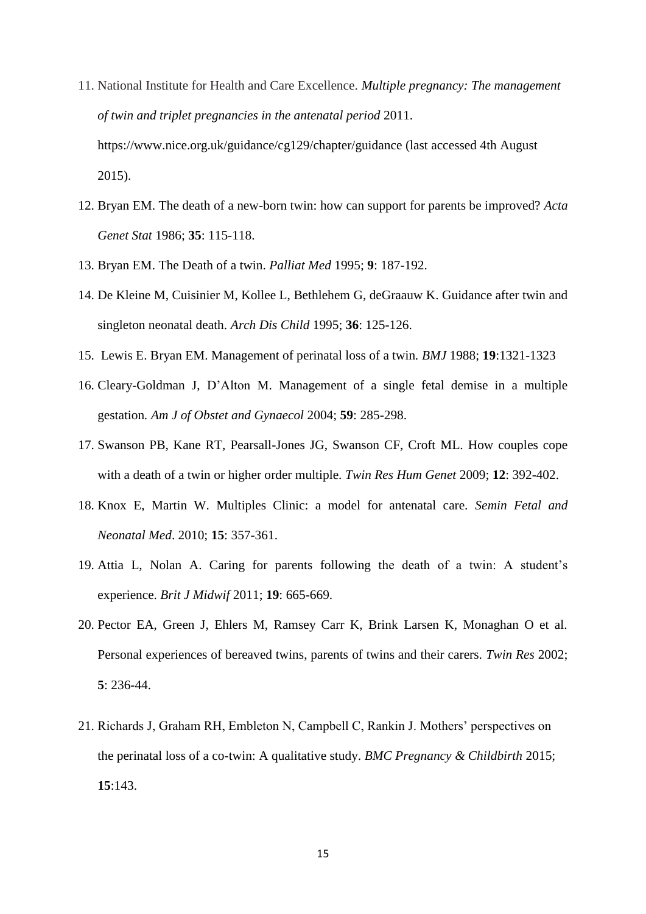11. National Institute for Health and Care Excellence. *Multiple pregnancy: The management of twin and triplet pregnancies in the antenatal period* 2011. https://www.nice.org.uk/guidance/cg129/chapter/guidance (last accessed 4th August 2015).
12. Bryan EM. The death of a new-born twin: how can support for parents be improved? *Acta Genet Stat* 1986; **35**: 115-118.
13. Bryan EM. The Death of a twin. *Palliat Med* 1995; **9**: 187-192.
14. De Kleine M, Cuisinier M, Kollee L, Bethlehem G, deGraauw K. Guidance after twin and singleton neonatal death. *Arch Dis Child* 1995; **36**: 125-126.
15. Lewis E. Bryan EM. Management of perinatal loss of a twin. *BMJ* 1988; **19**:1321-1323
16. Cleary-Goldman J, D'Alton M. Management of a single fetal demise in a multiple gestation. *Am J of Obstet and Gynaecol* 2004; **59**: 285-298.
17. Swanson PB, Kane RT, Pearsall-Jones JG, Swanson CF, Croft ML. How couples cope with a death of a twin or higher order multiple. *Twin Res Hum Genet* 2009; **12**: 392-402.
18. Knox E, Martin W. Multiples Clinic: a model for antenatal care. *Semin Fetal and Neonatal Med*. 2010; **15**: 357-361.
19. Attia L, Nolan A. Caring for parents following the death of a twin: A student's experience. *Brit J Midwif* 2011; **19**: 665-669.
20. Pector EA, Green J, Ehlers M, Ramsey Carr K, Brink Larsen K, Monaghan O et al. Personal experiences of bereaved twins, parents of twins and their carers. *Twin Res* 2002; **5**: 236-44.
21. Richards J, Graham RH, Embleton N, Campbell C, Rankin J. Mothers' perspectives on the perinatal loss of a co-twin: A qualitative study. *BMC Pregnancy & Childbirth* 2015; **15**:143.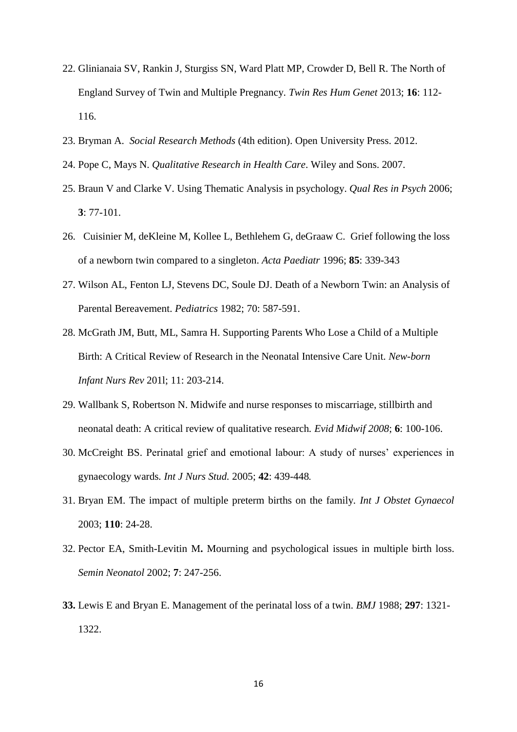22. Glinianaia SV, Rankin J, Sturgiss SN, Ward Platt MP, Crowder D, Bell R. The North of England Survey of Twin and Multiple Pregnancy. *Twin Res Hum Genet* 2013; **16**: 112-116.
23. Bryman A. *Social Research Methods* (4th edition). Open University Press. 2012.
24. Pope C, Mays N. *Qualitative Research in Health Care*. Wiley and Sons. 2007.
25. Braun V and Clarke V. Using Thematic Analysis in psychology. *Qual Res in Psych* 2006; **3**: 77-101.
26. Cuisinier M, deKleine M, Kollee L, Bethlehem G, deGraaw C. Grief following the loss of a newborn twin compared to a singleton. *Acta Paediatr* 1996; **85**: 339-343
27. Wilson AL, Fenton LJ, Stevens DC, Soule DJ. Death of a Newborn Twin: an Analysis of Parental Bereavement. *Pediatrics* 1982; 70: 587-591.
28. McGrath JM, Butt, ML, Samra H. Supporting Parents Who Lose a Child of a Multiple Birth: A Critical Review of Research in the Neonatal Intensive Care Unit. *New-born Infant Nurs Rev* 201l; 11: 203-214.
29. Wallbank S, Robertson N. Midwife and nurse responses to miscarriage, stillbirth and neonatal death: A critical review of qualitative research. *Evid Midwif 2008*; **6**: 100-106.
30. McCreight BS. Perinatal grief and emotional labour: A study of nurses' experiences in gynaecology wards. *Int J Nurs Stud.* 2005; **42**: 439-448.
31. Bryan EM. The impact of multiple preterm births on the family. *Int J Obstet Gynaecol* 2003; **110**: 24-28.
32. Pector EA, Smith-Levitin M**.** Mourning and psychological issues in multiple birth loss. *Semin Neonatol* 2002; **7**: 247-256.
33. Lewis E and Bryan E. Management of the perinatal loss of a twin. *BMJ* 1988; **297**: 1321-1322.